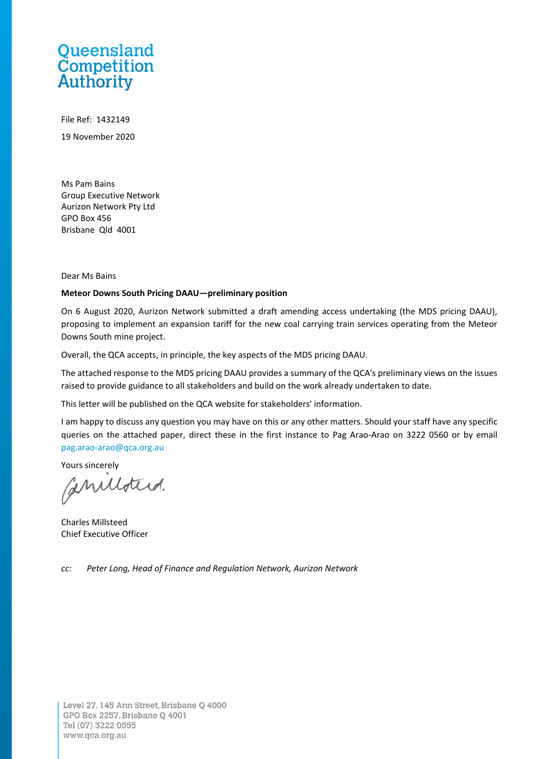Queensland Competition Authority

File Ref: 1432149

19 November 2020

Ms Pam Bains
Group Executive Network
Aurizon Network Pty Ltd
GPO Box 456
Brisbane Qld 4001

Dear Ms Bains

**Meteor Downs South Pricing DAAU—preliminary position**

On 6 August 2020, Aurizon Network submitted a draft amending access undertaking (the MDS pricing DAAU), proposing to implement an expansion tariff for the new coal carrying train services operating from the Meteor Downs South mine project.

Overall, the QCA accepts, in principle, the key aspects of the MDS pricing DAAU.

The attached response to the MDS pricing DAAU provides a summary of the QCA's preliminary views on the issues raised to provide guidance to all stakeholders and build on the work already undertaken to date.

This letter will be published on the QCA website for stakeholders' information.

I am happy to discuss any question you may have on this or any other matters. Should your staff have any specific queries on the attached paper, direct these in the first instance to Pag Arao-Arao on 3222 0560 or by email pag.arao-arao@qca.org.au

Yours sincerely

Charles Millsteed
Chief Executive Officer

*cc: Peter Long, Head of Finance and Regulation Network, Aurizon Network*

Level 27, 145 Ann Street, Brisbane Q 4000
GPO Box 2257, Brisbane Q 4001
Tel (07) 3222 0555
www.qca.org.au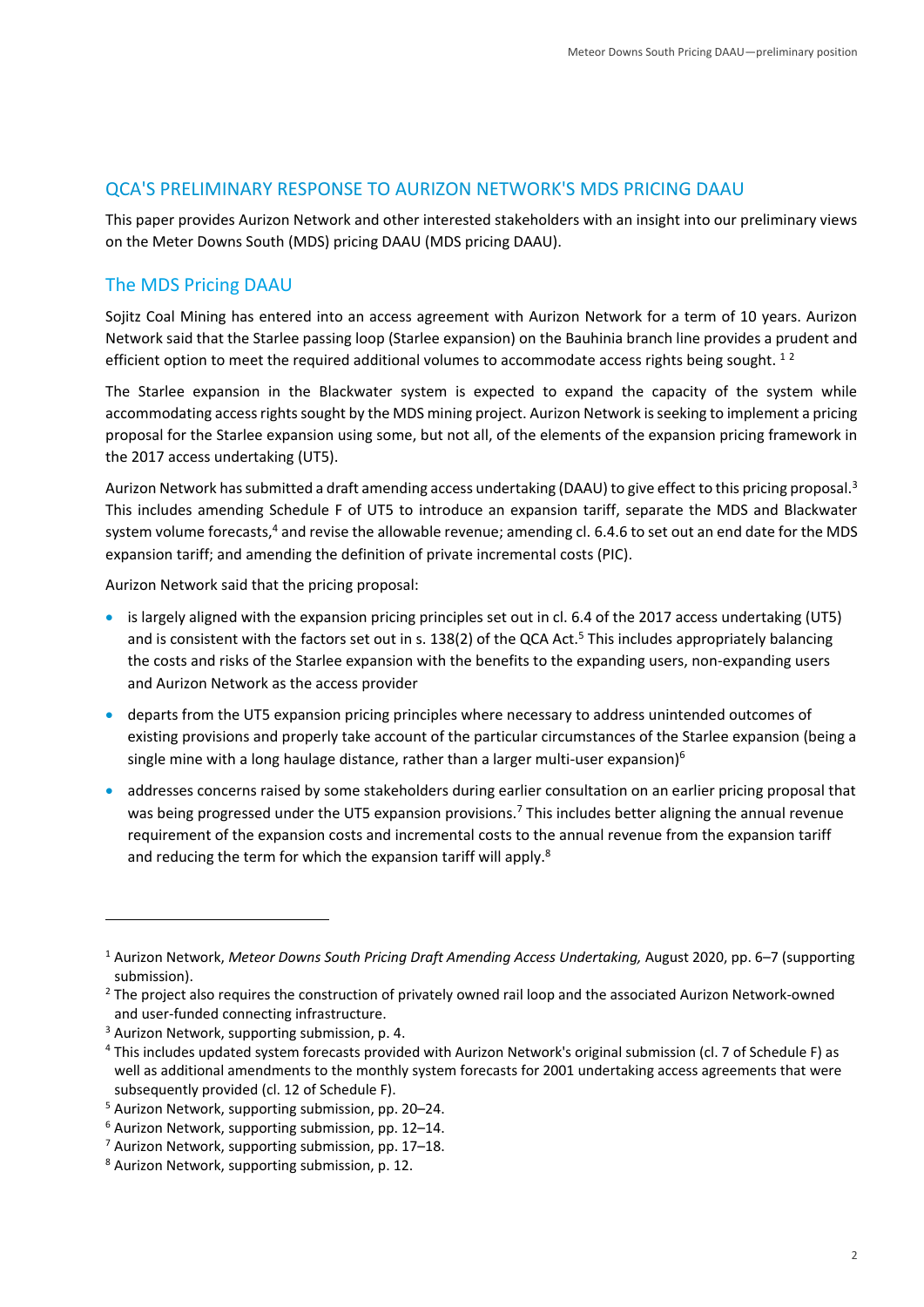## QCA'S PRELIMINARY RESPONSE TO AURIZON NETWORK'S MDS PRICING DAAU

This paper provides Aurizon Network and other interested stakeholders with an insight into our preliminary views on the Meter Downs South (MDS) pricing DAAU (MDS pricing DAAU).

### The MDS Pricing DAAU

Sojitz Coal Mining has entered into an access agreement with Aurizon Network for a term of 10 years. Aurizon Network said that the Starlee passing loop (Starlee expansion) on the Bauhinia branch line provides a prudent and efficient option to meet the required additional volumes to accommodate access rights being sought. [1] [2]

The Starlee expansion in the Blackwater system is expected to expand the capacity of the system while accommodating access rights sought by the MDS mining project. Aurizon Network is seeking to implement a pricing proposal for the Starlee expansion using some, but not all, of the elements of the expansion pricing framework in the 2017 access undertaking (UT5).

Aurizon Network has submitted a draft amending access undertaking (DAAU) to give effect to this pricing proposal.[3] This includes amending Schedule F of UT5 to introduce an expansion tariff, separate the MDS and Blackwater system volume forecasts,[4] and revise the allowable revenue; amending cl. 6.4.6 to set out an end date for the MDS expansion tariff; and amending the definition of private incremental costs (PIC).

Aurizon Network said that the pricing proposal:

- is largely aligned with the expansion pricing principles set out in cl. 6.4 of the 2017 access undertaking (UT5) and is consistent with the factors set out in s. 138(2) of the QCA Act.[5] This includes appropriately balancing the costs and risks of the Starlee expansion with the benefits to the expanding users, non-expanding users and Aurizon Network as the access provider
- departs from the UT5 expansion pricing principles where necessary to address unintended outcomes of existing provisions and properly take account of the particular circumstances of the Starlee expansion (being a single mine with a long haulage distance, rather than a larger multi-user expansion)[6]
- addresses concerns raised by some stakeholders during earlier consultation on an earlier pricing proposal that was being progressed under the UT5 expansion provisions.[7] This includes better aligning the annual revenue requirement of the expansion costs and incremental costs to the annual revenue from the expansion tariff and reducing the term for which the expansion tariff will apply.[8]

---

[1] Aurizon Network, *Meteor Downs South Pricing Draft Amending Access Undertaking,* August 2020, pp. 6–7 (supporting submission).

[2] The project also requires the construction of privately owned rail loop and the associated Aurizon Network-owned and user-funded connecting infrastructure.

[3] Aurizon Network, supporting submission, p. 4.

[4] This includes updated system forecasts provided with Aurizon Network's original submission (cl. 7 of Schedule F) as well as additional amendments to the monthly system forecasts for 2001 undertaking access agreements that were subsequently provided (cl. 12 of Schedule F).

[5] Aurizon Network, supporting submission, pp. 20–24.

[6] Aurizon Network, supporting submission, pp. 12–14.

[7] Aurizon Network, supporting submission, pp. 17–18.

[8] Aurizon Network, supporting submission, p. 12.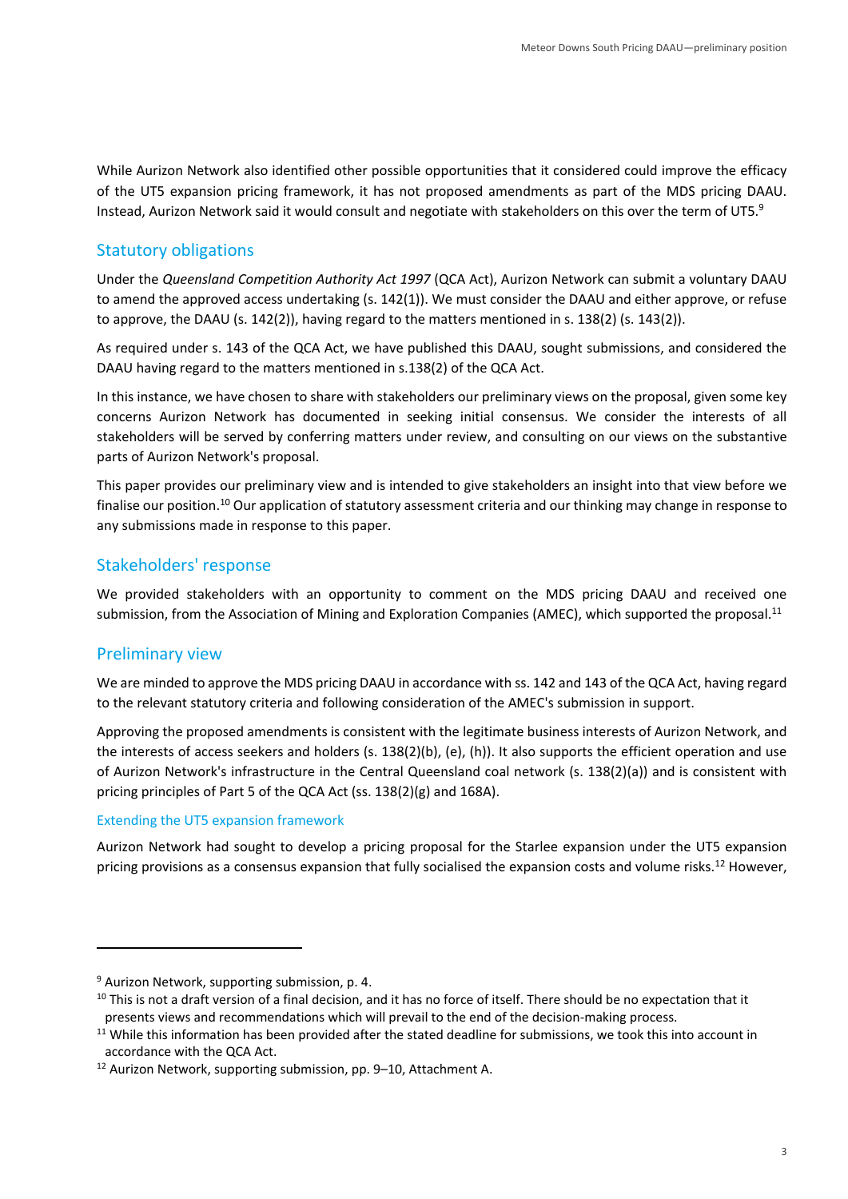While Aurizon Network also identified other possible opportunities that it considered could improve the efficacy of the UT5 expansion pricing framework, it has not proposed amendments as part of the MDS pricing DAAU. Instead, Aurizon Network said it would consult and negotiate with stakeholders on this over the term of UT5.[9]

## Statutory obligations

Under the *Queensland Competition Authority Act 1997* (QCA Act), Aurizon Network can submit a voluntary DAAU to amend the approved access undertaking (s. 142(1)). We must consider the DAAU and either approve, or refuse to approve, the DAAU (s. 142(2)), having regard to the matters mentioned in s. 138(2) (s. 143(2)).

As required under s. 143 of the QCA Act, we have published this DAAU, sought submissions, and considered the DAAU having regard to the matters mentioned in s.138(2) of the QCA Act.

In this instance, we have chosen to share with stakeholders our preliminary views on the proposal, given some key concerns Aurizon Network has documented in seeking initial consensus. We consider the interests of all stakeholders will be served by conferring matters under review, and consulting on our views on the substantive parts of Aurizon Network's proposal.

This paper provides our preliminary view and is intended to give stakeholders an insight into that view before we finalise our position.[10] Our application of statutory assessment criteria and our thinking may change in response to any submissions made in response to this paper.

## Stakeholders' response

We provided stakeholders with an opportunity to comment on the MDS pricing DAAU and received one submission, from the Association of Mining and Exploration Companies (AMEC), which supported the proposal.[11]

## Preliminary view

We are minded to approve the MDS pricing DAAU in accordance with ss. 142 and 143 of the QCA Act, having regard to the relevant statutory criteria and following consideration of the AMEC's submission in support.

Approving the proposed amendments is consistent with the legitimate business interests of Aurizon Network, and the interests of access seekers and holders (s. 138(2)(b), (e), (h)). It also supports the efficient operation and use of Aurizon Network's infrastructure in the Central Queensland coal network (s. 138(2)(a)) and is consistent with pricing principles of Part 5 of the QCA Act (ss. 138(2)(g) and 168A).

### Extending the UT5 expansion framework

Aurizon Network had sought to develop a pricing proposal for the Starlee expansion under the UT5 expansion pricing provisions as a consensus expansion that fully socialised the expansion costs and volume risks.[12] However,

---

[9] Aurizon Network, supporting submission, p. 4.

[10] This is not a draft version of a final decision, and it has no force of itself. There should be no expectation that it presents views and recommendations which will prevail to the end of the decision-making process.

[11] While this information has been provided after the stated deadline for submissions, we took this into account in accordance with the QCA Act.

[12] Aurizon Network, supporting submission, pp. 9–10, Attachment A.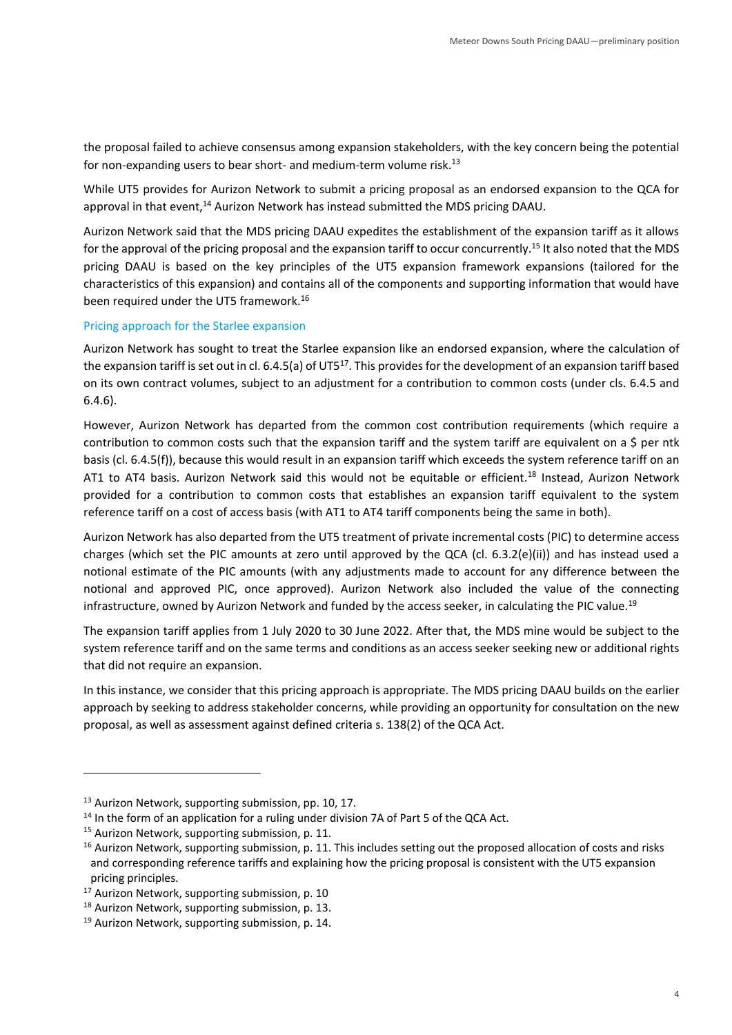the proposal failed to achieve consensus among expansion stakeholders, with the key concern being the potential for non-expanding users to bear short- and medium-term volume risk.[13]

While UT5 provides for Aurizon Network to submit a pricing proposal as an endorsed expansion to the QCA for approval in that event,[14] Aurizon Network has instead submitted the MDS pricing DAAU.

Aurizon Network said that the MDS pricing DAAU expedites the establishment of the expansion tariff as it allows for the approval of the pricing proposal and the expansion tariff to occur concurrently.[15] It also noted that the MDS pricing DAAU is based on the key principles of the UT5 expansion framework expansions (tailored for the characteristics of this expansion) and contains all of the components and supporting information that would have been required under the UT5 framework.[16]

### Pricing approach for the Starlee expansion

Aurizon Network has sought to treat the Starlee expansion like an endorsed expansion, where the calculation of the expansion tariff is set out in cl. 6.4.5(a) of UT5[17]. This provides for the development of an expansion tariff based on its own contract volumes, subject to an adjustment for a contribution to common costs (under cls. 6.4.5 and 6.4.6).

However, Aurizon Network has departed from the common cost contribution requirements (which require a contribution to common costs such that the expansion tariff and the system tariff are equivalent on a $ per ntk basis (cl. 6.4.5(f)), because this would result in an expansion tariff which exceeds the system reference tariff on an AT1 to AT4 basis. Aurizon Network said this would not be equitable or efficient.[18] Instead, Aurizon Network provided for a contribution to common costs that establishes an expansion tariff equivalent to the system reference tariff on a cost of access basis (with AT1 to AT4 tariff components being the same in both).

Aurizon Network has also departed from the UT5 treatment of private incremental costs (PIC) to determine access charges (which set the PIC amounts at zero until approved by the QCA (cl. 6.3.2(e)(ii)) and has instead used a notional estimate of the PIC amounts (with any adjustments made to account for any difference between the notional and approved PIC, once approved). Aurizon Network also included the value of the connecting infrastructure, owned by Aurizon Network and funded by the access seeker, in calculating the PIC value.[19]

The expansion tariff applies from 1 July 2020 to 30 June 2022. After that, the MDS mine would be subject to the system reference tariff and on the same terms and conditions as an access seeker seeking new or additional rights that did not require an expansion.

In this instance, we consider that this pricing approach is appropriate. The MDS pricing DAAU builds on the earlier approach by seeking to address stakeholder concerns, while providing an opportunity for consultation on the new proposal, as well as assessment against defined criteria s. 138(2) of the QCA Act.

---

[13] Aurizon Network, supporting submission, pp. 10, 17.

[14] In the form of an application for a ruling under division 7A of Part 5 of the QCA Act.

[15] Aurizon Network, supporting submission, p. 11.

[16] Aurizon Network, supporting submission, p. 11. This includes setting out the proposed allocation of costs and risks and corresponding reference tariffs and explaining how the pricing proposal is consistent with the UT5 expansion pricing principles.

[17] Aurizon Network, supporting submission, p. 10

[18] Aurizon Network, supporting submission, p. 13.

[19] Aurizon Network, supporting submission, p. 14.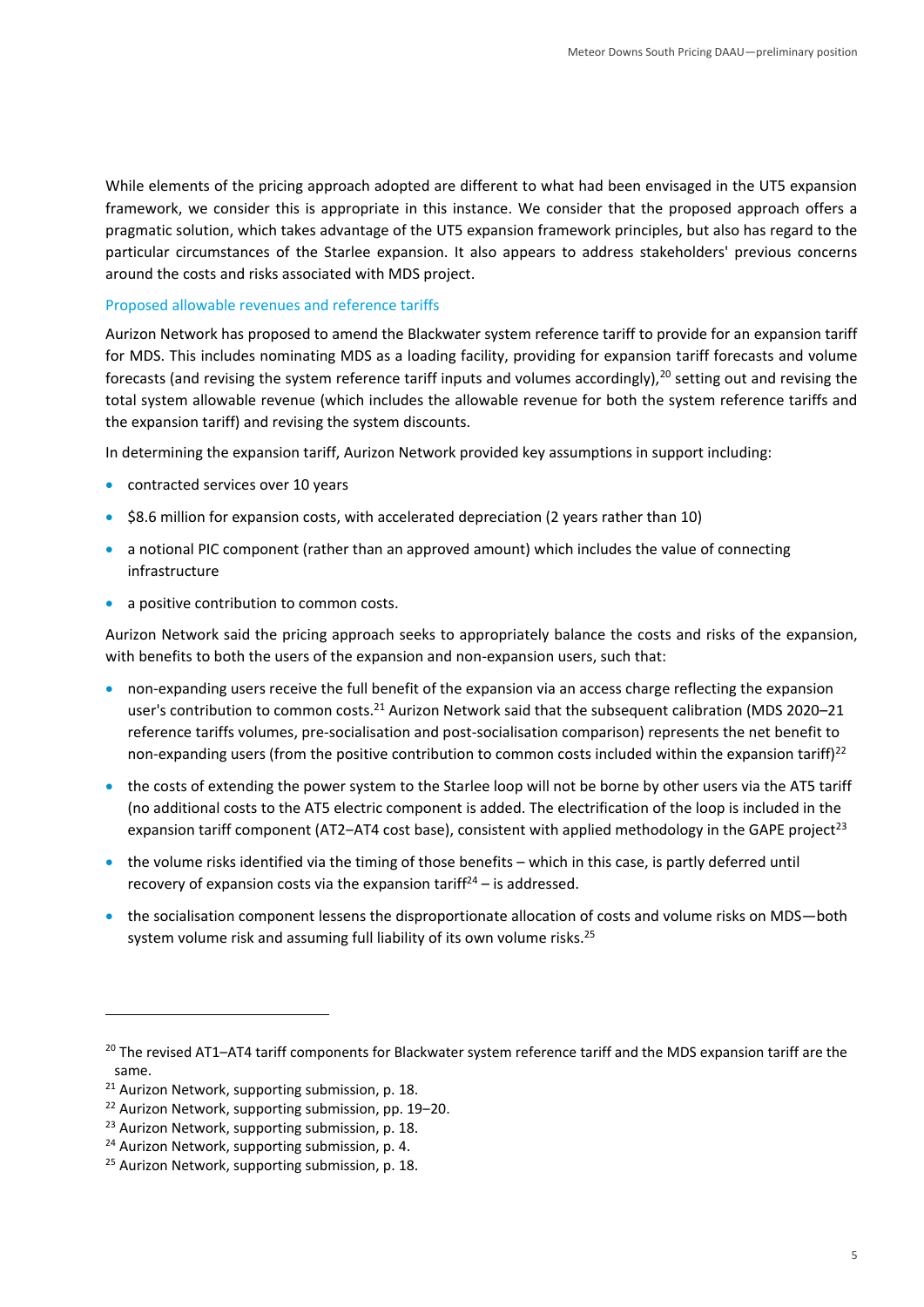While elements of the pricing approach adopted are different to what had been envisaged in the UT5 expansion framework, we consider this is appropriate in this instance. We consider that the proposed approach offers a pragmatic solution, which takes advantage of the UT5 expansion framework principles, but also has regard to the particular circumstances of the Starlee expansion. It also appears to address stakeholders' previous concerns around the costs and risks associated with MDS project.

### Proposed allowable revenues and reference tariffs

Aurizon Network has proposed to amend the Blackwater system reference tariff to provide for an expansion tariff for MDS. This includes nominating MDS as a loading facility, providing for expansion tariff forecasts and volume forecasts (and revising the system reference tariff inputs and volumes accordingly),[20] setting out and revising the total system allowable revenue (which includes the allowable revenue for both the system reference tariffs and the expansion tariff) and revising the system discounts.

In determining the expansion tariff, Aurizon Network provided key assumptions in support including:

- contracted services over 10 years
- $8.6 million for expansion costs, with accelerated depreciation (2 years rather than 10)
- a notional PIC component (rather than an approved amount) which includes the value of connecting infrastructure
- a positive contribution to common costs.

Aurizon Network said the pricing approach seeks to appropriately balance the costs and risks of the expansion, with benefits to both the users of the expansion and non-expansion users, such that:

- non-expanding users receive the full benefit of the expansion via an access charge reflecting the expansion user's contribution to common costs.[21] Aurizon Network said that the subsequent calibration (MDS 2020–21 reference tariffs volumes, pre-socialisation and post-socialisation comparison) represents the net benefit to non-expanding users (from the positive contribution to common costs included within the expansion tariff)[22]
- the costs of extending the power system to the Starlee loop will not be borne by other users via the AT5 tariff (no additional costs to the AT5 electric component is added. The electrification of the loop is included in the expansion tariff component (AT2–AT4 cost base), consistent with applied methodology in the GAPE project[23]
- the volume risks identified via the timing of those benefits – which in this case, is partly deferred until recovery of expansion costs via the expansion tariff[24] – is addressed.
- the socialisation component lessens the disproportionate allocation of costs and volume risks on MDS—both system volume risk and assuming full liability of its own volume risks.[25]

---

[20] The revised AT1–AT4 tariff components for Blackwater system reference tariff and the MDS expansion tariff are the same.

[21] Aurizon Network, supporting submission, p. 18.

[22] Aurizon Network, supporting submission, pp. 19–20.

[23] Aurizon Network, supporting submission, p. 18.

[24] Aurizon Network, supporting submission, p. 4.

[25] Aurizon Network, supporting submission, p. 18.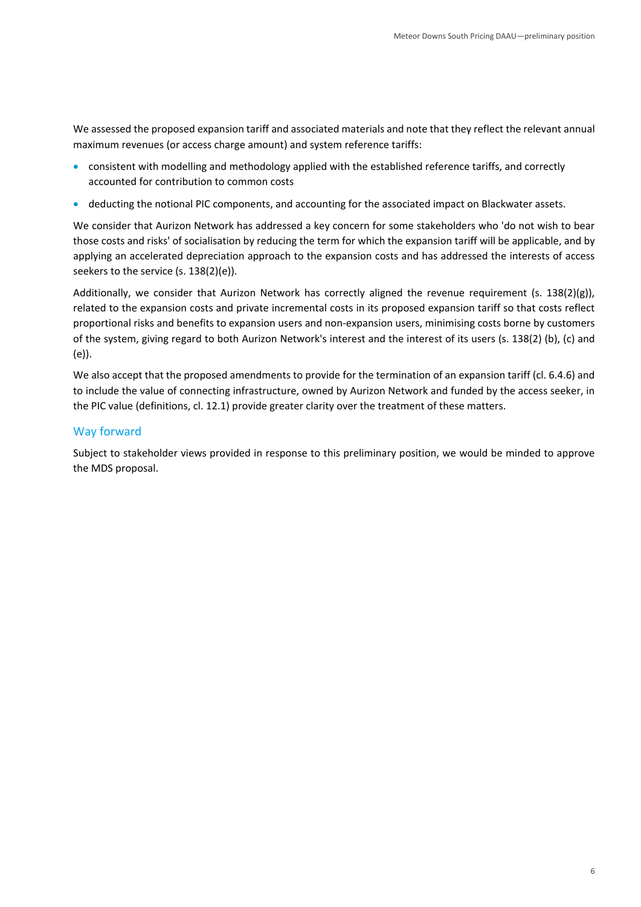We assessed the proposed expansion tariff and associated materials and note that they reflect the relevant annual maximum revenues (or access charge amount) and system reference tariffs:

- consistent with modelling and methodology applied with the established reference tariffs, and correctly accounted for contribution to common costs
- deducting the notional PIC components, and accounting for the associated impact on Blackwater assets.

We consider that Aurizon Network has addressed a key concern for some stakeholders who 'do not wish to bear those costs and risks' of socialisation by reducing the term for which the expansion tariff will be applicable, and by applying an accelerated depreciation approach to the expansion costs and has addressed the interests of access seekers to the service (s. 138(2)(e)).

Additionally, we consider that Aurizon Network has correctly aligned the revenue requirement (s. 138(2)(g)), related to the expansion costs and private incremental costs in its proposed expansion tariff so that costs reflect proportional risks and benefits to expansion users and non-expansion users, minimising costs borne by customers of the system, giving regard to both Aurizon Network's interest and the interest of its users (s. 138(2) (b), (c) and (e)).

We also accept that the proposed amendments to provide for the termination of an expansion tariff (cl. 6.4.6) and to include the value of connecting infrastructure, owned by Aurizon Network and funded by the access seeker, in the PIC value (definitions, cl. 12.1) provide greater clarity over the treatment of these matters.

## Way forward

Subject to stakeholder views provided in response to this preliminary position, we would be minded to approve the MDS proposal.